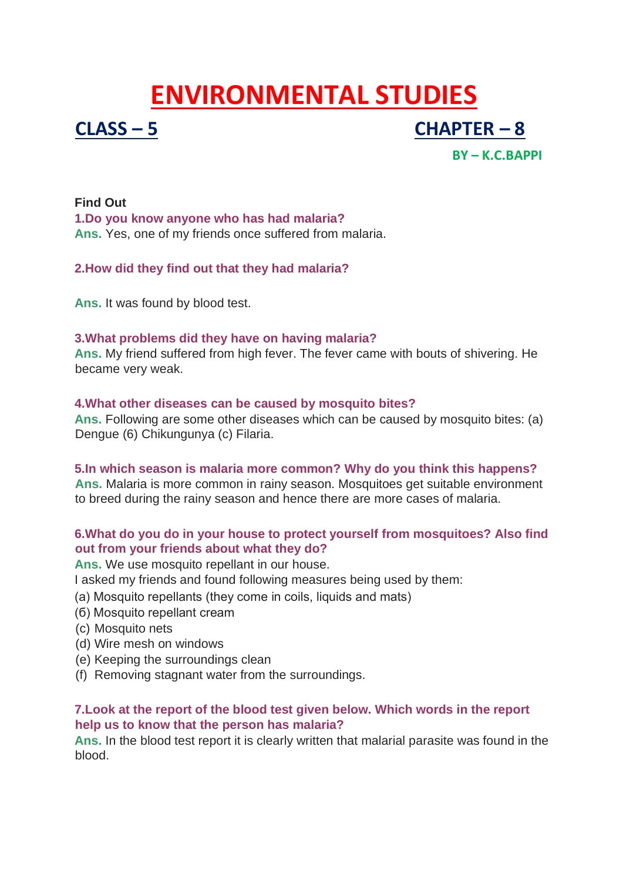# ENVIRONMENTAL STUDIES

## CLASS – 5 CHAPTER – 8

**BY – K.C.BAPPI**

**Find Out**

**1.Do you know anyone who has had malaria?**
**Ans.** Yes, one of my friends once suffered from malaria.

**2.How did they find out that they had malaria?**

**Ans.** It was found by blood test.

**3.What problems did they have on having malaria?**
**Ans.** My friend suffered from high fever. The fever came with bouts of shivering. He became very weak.

**4.What other diseases can be caused by mosquito bites?**
**Ans.** Following are some other diseases which can be caused by mosquito bites: (a) Dengue (6) Chikungunya (c) Filaria.

**5.In which season is malaria more common? Why do you think this happens?**
**Ans.** Malaria is more common in rainy season. Mosquitoes get suitable environment to breed during the rainy season and hence there are more cases of malaria.

**6.What do you do in your house to protect yourself from mosquitoes? Also find out from your friends about what they do?**
**Ans.** We use mosquito repellant in our house.
I asked my friends and found following measures being used by them:
(a) Mosquito repellants (they come in coils, liquids and mats)
(б) Mosquito repellant cream
(c) Mosquito nets
(d) Wire mesh on windows
(e) Keeping the surroundings clean
(f) Removing stagnant water from the surroundings.

**7.Look at the report of the blood test given below. Which words in the report help us to know that the person has malaria?**
**Ans.** In the blood test report it is clearly written that malarial parasite was found in the blood.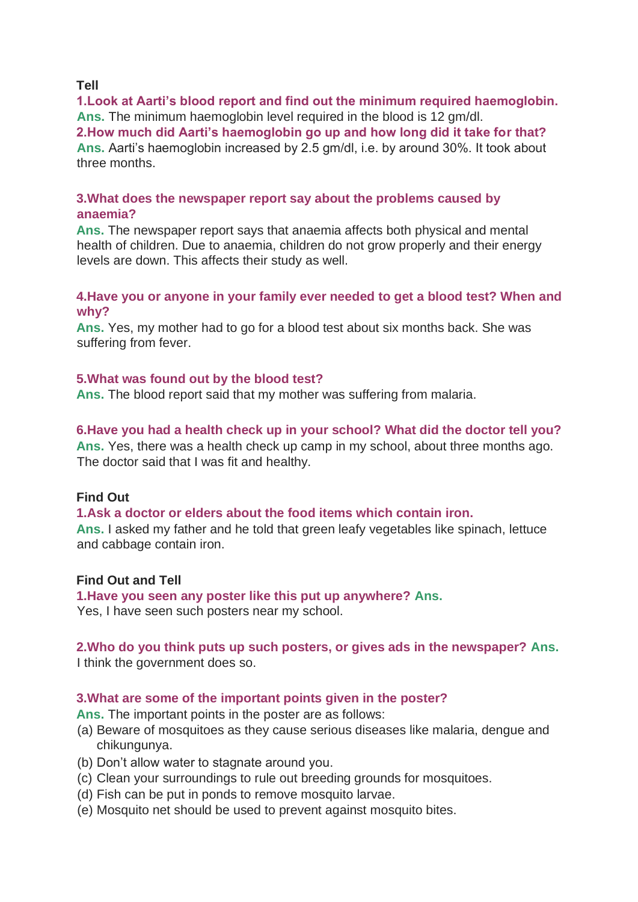**Tell**

**1.Look at Aarti's blood report and find out the minimum required haemoglobin.**
**Ans.** The minimum haemoglobin level required in the blood is 12 gm/dl.

**2.How much did Aarti's haemoglobin go up and how long did it take for that?**
**Ans.** Aarti's haemoglobin increased by 2.5 gm/dl, i.e. by around 30%. It took about three months.

**3.What does the newspaper report say about the problems caused by anaemia?**
**Ans.** The newspaper report says that anaemia affects both physical and mental health of children. Due to anaemia, children do not grow properly and their energy levels are down. This affects their study as well.

**4.Have you or anyone in your family ever needed to get a blood test? When and why?**
**Ans.** Yes, my mother had to go for a blood test about six months back. She was suffering from fever.

**5.What was found out by the blood test?**
**Ans.** The blood report said that my mother was suffering from malaria.

**6.Have you had a health check up in your school? What did the doctor tell you?**
**Ans.** Yes, there was a health check up camp in my school, about three months ago. The doctor said that I was fit and healthy.

**Find Out**

**1.Ask a doctor or elders about the food items which contain iron.**
**Ans.** I asked my father and he told that green leafy vegetables like spinach, lettuce and cabbage contain iron.

**Find Out and Tell**

**1.Have you seen any poster like this put up anywhere? Ans.**
Yes, I have seen such posters near my school.

**2.Who do you think puts up such posters, or gives ads in the newspaper? Ans.**
I think the government does so.

**3.What are some of the important points given in the poster?**
**Ans.** The important points in the poster are as follows:
(a) Beware of mosquitoes as they cause serious diseases like malaria, dengue and chikungunya.
(b) Don't allow water to stagnate around you.
(c) Clean your surroundings to rule out breeding grounds for mosquitoes.
(d) Fish can be put in ponds to remove mosquito larvae.
(e) Mosquito net should be used to prevent against mosquito bites.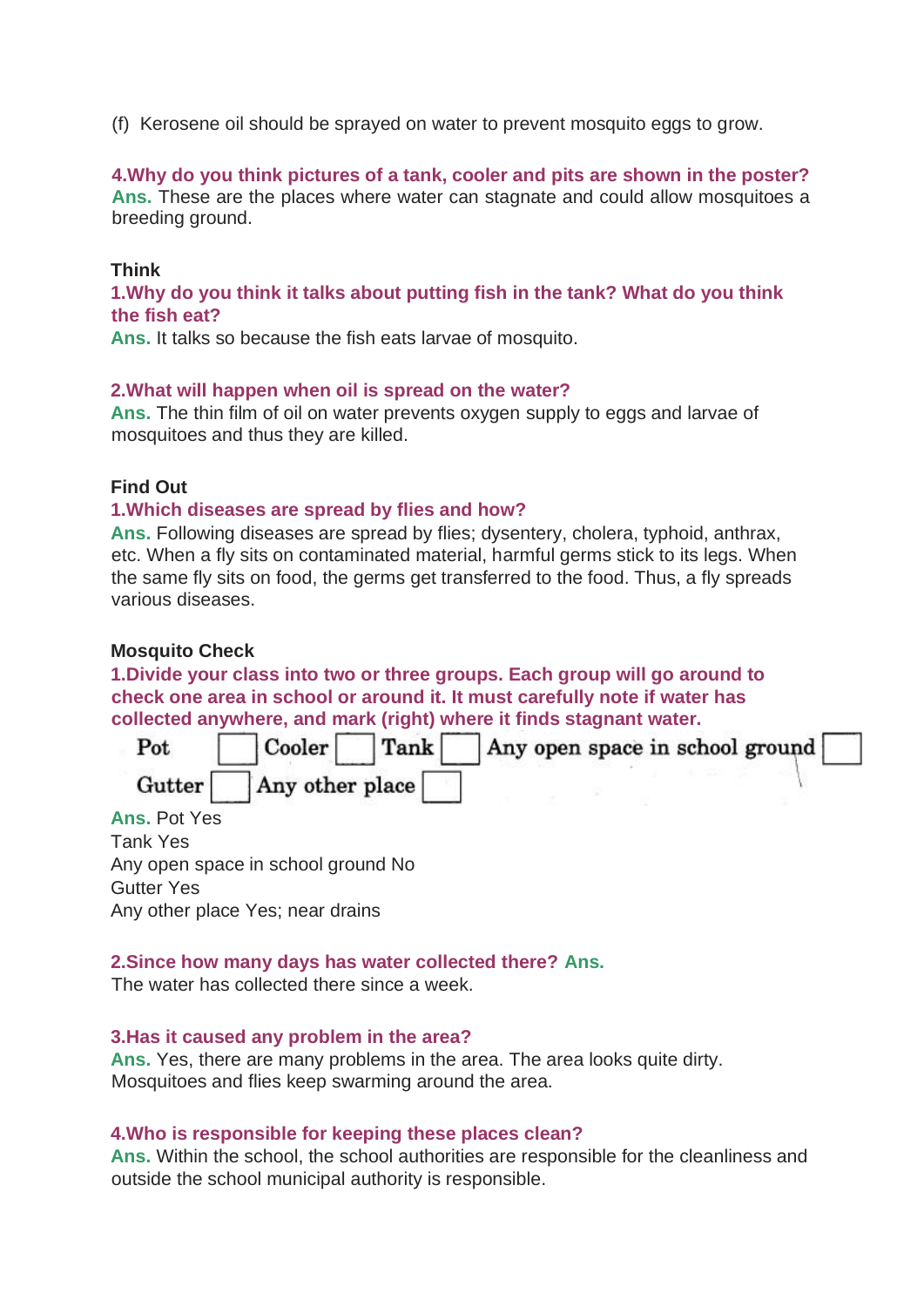(f) Kerosene oil should be sprayed on water to prevent mosquito eggs to grow.

**4.Why do you think pictures of a tank, cooler and pits are shown in the poster?**
**Ans.** These are the places where water can stagnate and could allow mosquitoes a breeding ground.

**Think**

**1.Why do you think it talks about putting fish in the tank? What do you think the fish eat?**
**Ans.** It talks so because the fish eats larvae of mosquito.

**2.What will happen when oil is spread on the water?**
**Ans.** The thin film of oil on water prevents oxygen supply to eggs and larvae of mosquitoes and thus they are killed.

**Find Out**

**1.Which diseases are spread by flies and how?**
**Ans.** Following diseases are spread by flies; dysentery, cholera, typhoid, anthrax, etc. When a fly sits on contaminated material, harmful germs stick to its legs. When the same fly sits on food, the germs get transferred to the food. Thus, a fly spreads various diseases.

**Mosquito Check**

**1.Divide your class into two or three groups. Each group will go around to check one area in school or around it. It must carefully note if water has collected anywhere, and mark (right) where it finds stagnant water.**

Pot ☐ Cooler ☐ Tank ☐ Any open space in school ground ☐
Gutter ☐ Any other place ☐

**Ans.** Pot Yes
Tank Yes
Any open space in school ground No
Gutter Yes
Any other place Yes; near drains

**2.Since how many days has water collected there? Ans.**
The water has collected there since a week.

**3.Has it caused any problem in the area?**
**Ans.** Yes, there are many problems in the area. The area looks quite dirty. Mosquitoes and flies keep swarming around the area.

**4.Who is responsible for keeping these places clean?**
**Ans.** Within the school, the school authorities are responsible for the cleanliness and outside the school municipal authority is responsible.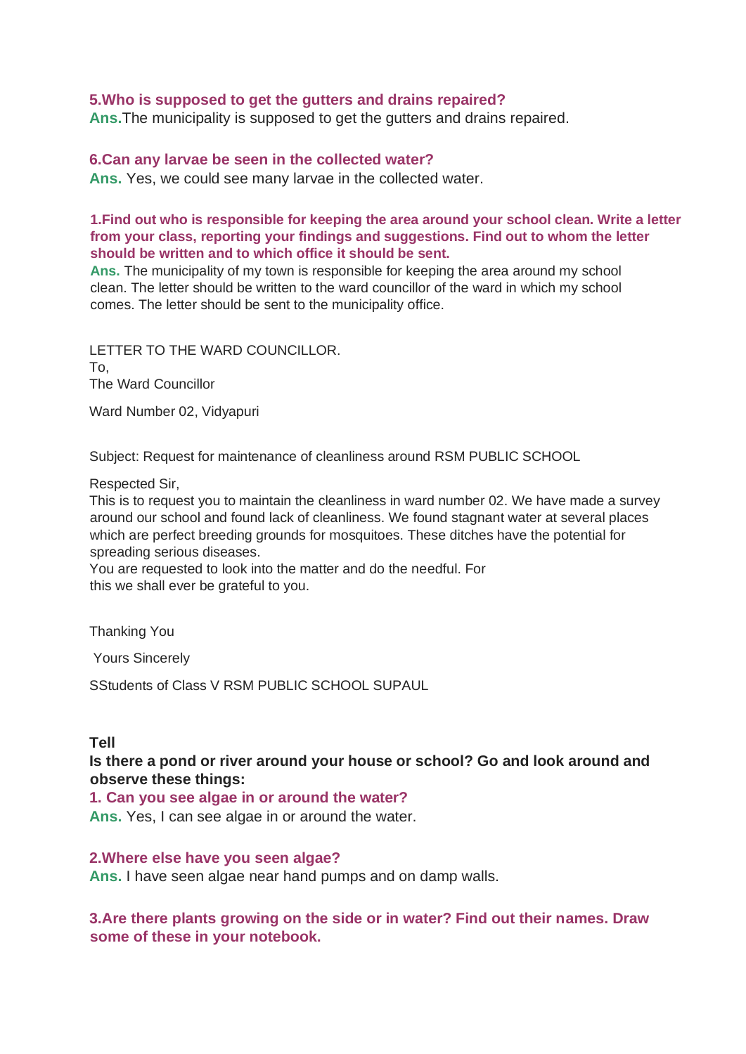**5.Who is supposed to get the gutters and drains repaired?**

**Ans.**The municipality is supposed to get the gutters and drains repaired.

**6.Can any larvae be seen in the collected water?**

**Ans.** Yes, we could see many larvae in the collected water.

**1.Find out who is responsible for keeping the area around your school clean. Write a letter from your class, reporting your findings and suggestions. Find out to whom the letter should be written and to which office it should be sent.**

**Ans.** The municipality of my town is responsible for keeping the area around my school clean. The letter should be written to the ward councillor of the ward in which my school comes. The letter should be sent to the municipality office.

LETTER TO THE WARD COUNCILLOR.
To,
The Ward Councillor

Ward Number 02, Vidyapuri

Subject: Request for maintenance of cleanliness around RSM PUBLIC SCHOOL

Respected Sir,
This is to request you to maintain the cleanliness in ward number 02. We have made a survey around our school and found lack of cleanliness. We found stagnant water at several places which are perfect breeding grounds for mosquitoes. These ditches have the potential for spreading serious diseases.
You are requested to look into the matter and do the needful. For
this we shall ever be grateful to you.

Thanking You

Yours Sincerely

SStudents of Class V RSM PUBLIC SCHOOL SUPAUL

**Tell**

**Is there a pond or river around your house or school? Go and look around and observe these things:**

**1. Can you see algae in or around the water?**

**Ans.** Yes, I can see algae in or around the water.

**2.Where else have you seen algae?**

**Ans.** I have seen algae near hand pumps and on damp walls.

**3.Are there plants growing on the side or in water? Find out their names. Draw some of these in your notebook.**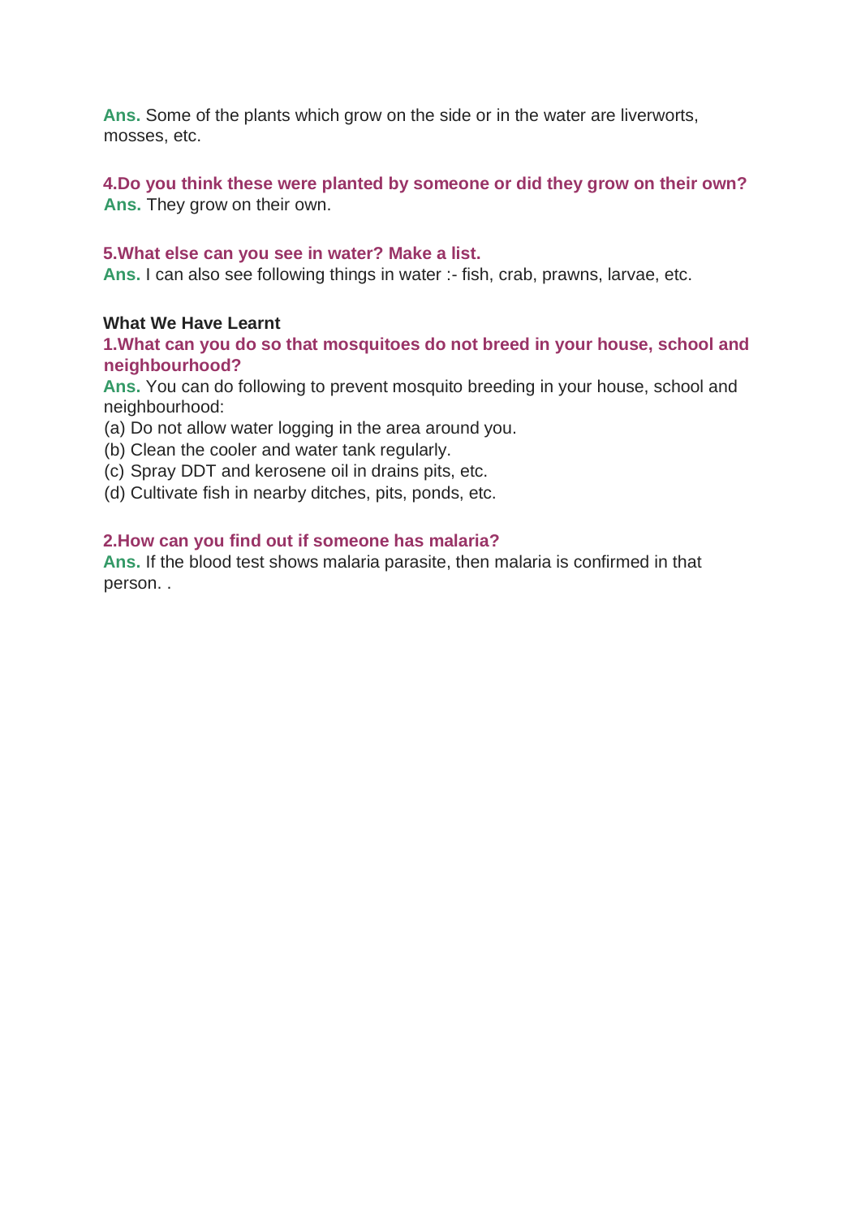**Ans.** Some of the plants which grow on the side or in the water are liverworts, mosses, etc.

**4.Do you think these were planted by someone or did they grow on their own?**
**Ans.** They grow on their own.

**5.What else can you see in water? Make a list.**
**Ans.** I can also see following things in water :- fish, crab, prawns, larvae, etc.

**What We Have Learnt**

**1.What can you do so that mosquitoes do not breed in your house, school and neighbourhood?**
**Ans.** You can do following to prevent mosquito breeding in your house, school and neighbourhood:
(a) Do not allow water logging in the area around you.
(b) Clean the cooler and water tank regularly.
(c) Spray DDT and kerosene oil in drains pits, etc.
(d) Cultivate fish in nearby ditches, pits, ponds, etc.

**2.How can you find out if someone has malaria?**
**Ans.** If the blood test shows malaria parasite, then malaria is confirmed in that person. .